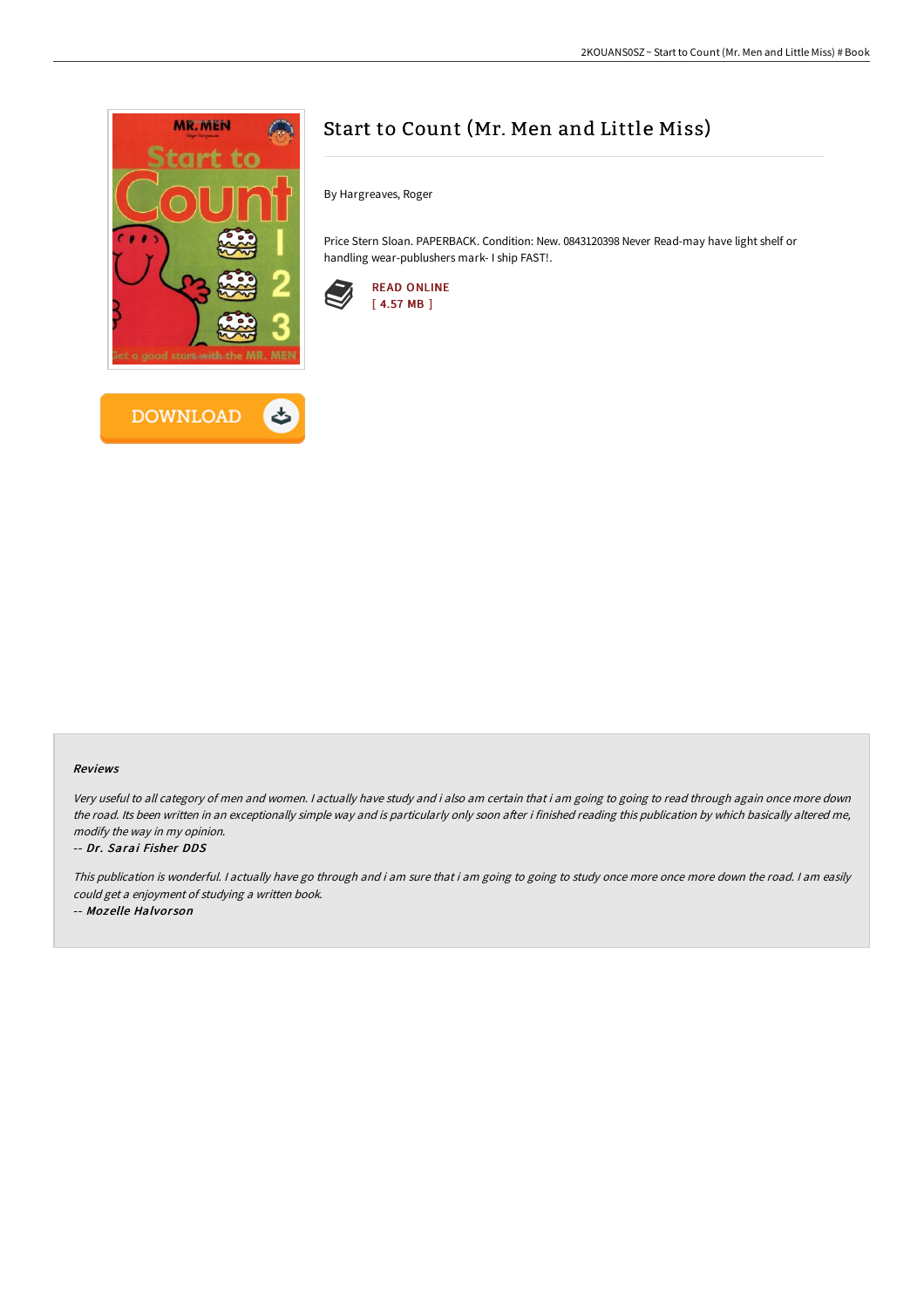# Start to Count (Mr. Men and Little Miss)

By Hargreaves, Roger

Price Stern Sloan. PAPERBACK. Condition: New. 0843120398 Never Read-may have light shelf or handling wear-publushers mark- I ship FAST!.

READ ONLINE
[ 4.57 MB ]

DOWNLOAD

### Reviews

*Very useful to all category of men and women. I actually have study and i also am certain that i am going to going to read through again once more down the road. Its been written in an exceptionally simple way and is particularly only soon after i finished reading this publication by which basically altered me, modify the way in my opinion.*

-- *Dr. Sarai Fisher DDS*

*This publication is wonderful. I actually have go through and i am sure that i am going to going to study once more once more down the road. I am easily could get a enjoyment of studying a written book.*

-- *Mozelle Halvorson*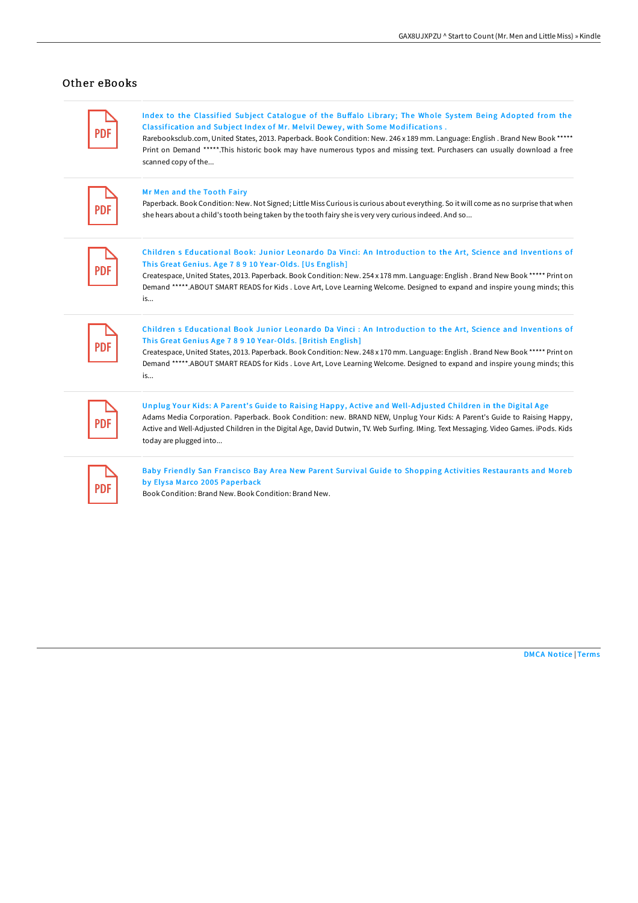## Other eBooks

PDF

**Index to the Classified Subject Catalogue of the Buffalo Library; The Whole System Being Adopted from the Classification and Subject Index of Mr. Melvil Dewey, with Some Modifications .**

Rarebooksclub.com, United States, 2013. Paperback. Book Condition: New. 246 x 189 mm. Language: English . Brand New Book ***** Print on Demand *****.This historic book may have numerous typos and missing text. Purchasers can usually download a free scanned copy of the...

PDF

**Mr Men and the Tooth Fairy**

Paperback. Book Condition: New. Not Signed; Little Miss Curious is curious about everything. So it will come as no surprise that when she hears about a child's tooth being taken by the tooth fairy she is very very curious indeed. And so...

PDF

**Children s Educational Book: Junior Leonardo Da Vinci: An Introduction to the Art, Science and Inventions of This Great Genius. Age 7 8 9 10 Year-Olds. [Us English]**

Createspace, United States, 2013. Paperback. Book Condition: New. 254 x 178 mm. Language: English . Brand New Book ***** Print on Demand *****.ABOUT SMART READS for Kids . Love Art, Love Learning Welcome. Designed to expand and inspire young minds; this is...

PDF

**Children s Educational Book Junior Leonardo Da Vinci : An Introduction to the Art, Science and Inventions of This Great Genius Age 7 8 9 10 Year-Olds. [British English]**

Createspace, United States, 2013. Paperback. Book Condition: New. 248 x 170 mm. Language: English . Brand New Book ***** Print on Demand *****.ABOUT SMART READS for Kids . Love Art, Love Learning Welcome. Designed to expand and inspire young minds; this is...

PDF

**Unplug Your Kids: A Parent's Guide to Raising Happy, Active and Well-Adjusted Children in the Digital Age**

Adams Media Corporation. Paperback. Book Condition: new. BRAND NEW, Unplug Your Kids: A Parent's Guide to Raising Happy, Active and Well-Adjusted Children in the Digital Age, David Dutwin, TV. Web Surfing. IMing. Text Messaging. Video Games. iPods. Kids today are plugged into...

PDF

**Baby Friendly San Francisco Bay Area New Parent Survival Guide to Shopping Activities Restaurants and Moreb by Elysa Marco 2005 Paperback**

Book Condition: Brand New. Book Condition: Brand New.

DMCA Notice | Terms